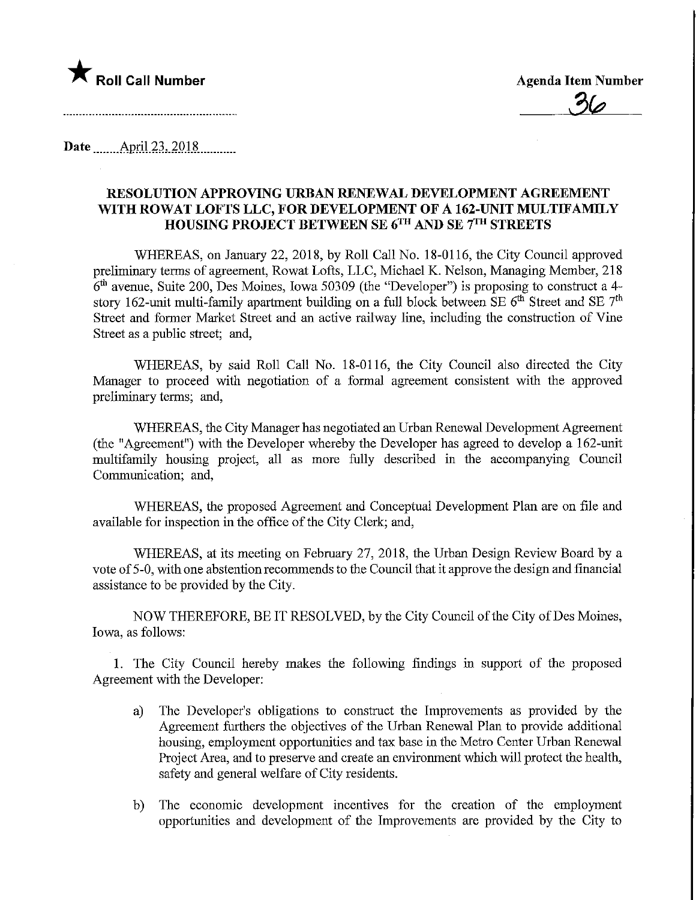★ **Roll Call Number**

**Agenda Item Number**

36

Date April 23, 2018

**RESOLUTION APPROVING URBAN RENEWAL DEVELOPMENT AGREEMENT WITH ROWAT LOFTS LLC, FOR DEVELOPMENT OF A 162-UNIT MULTIFAMILY HOUSING PROJECT BETWEEN SE 6TH AND SE 7TH STREETS**

WHEREAS, on January 22, 2018, by Roll Call No. 18-0116, the City Council approved preliminary terms of agreement, Rowat Lofts, LLC, Michael K. Nelson, Managing Member, 218 6th avenue, Suite 200, Des Moines, Iowa 50309 (the "Developer") is proposing to construct a 4-story 162-unit multi-family apartment building on a full block between SE 6th Street and SE 7th Street and former Market Street and an active railway line, including the construction of Vine Street as a public street; and,

WHEREAS, by said Roll Call No. 18-0116, the City Council also directed the City Manager to proceed with negotiation of a formal agreement consistent with the approved preliminary terms; and,

WHEREAS, the City Manager has negotiated an Urban Renewal Development Agreement (the "Agreement") with the Developer whereby the Developer has agreed to develop a 162-unit multifamily housing project, all as more fully described in the accompanying Council Communication; and,

WHEREAS, the proposed Agreement and Conceptual Development Plan are on file and available for inspection in the office of the City Clerk; and,

WHEREAS, at its meeting on February 27, 2018, the Urban Design Review Board by a vote of 5-0, with one abstention recommends to the Council that it approve the design and financial assistance to be provided by the City.

NOW THEREFORE, BE IT RESOLVED, by the City Council of the City of Des Moines, Iowa, as follows:

1. The City Council hereby makes the following findings in support of the proposed Agreement with the Developer:

   a) The Developer's obligations to construct the Improvements as provided by the Agreement furthers the objectives of the Urban Renewal Plan to provide additional housing, employment opportunities and tax base in the Metro Center Urban Renewal Project Area, and to preserve and create an environment which will protect the health, safety and general welfare of City residents.

   b) The economic development incentives for the creation of the employment opportunities and development of the Improvements are provided by the City to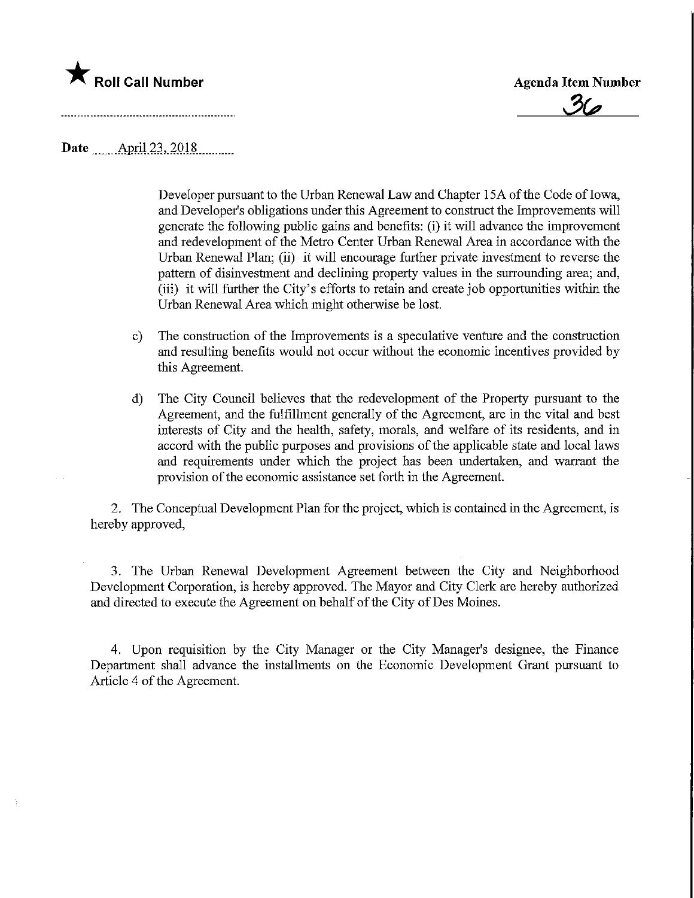★ **Roll Call Number**

**Agenda Item Number**

36

**Date** April 23, 2018

Developer pursuant to the Urban Renewal Law and Chapter 15A of the Code of Iowa, and Developer's obligations under this Agreement to construct the Improvements will generate the following public gains and benefits: (i) it will advance the improvement and redevelopment of the Metro Center Urban Renewal Area in accordance with the Urban Renewal Plan; (ii) it will encourage further private investment to reverse the pattern of disinvestment and declining property values in the surrounding area; and, (iii) it will further the City's efforts to retain and create job opportunities within the Urban Renewal Area which might otherwise be lost.

c) The construction of the Improvements is a speculative venture and the construction and resulting benefits would not occur without the economic incentives provided by this Agreement.

d) The City Council believes that the redevelopment of the Property pursuant to the Agreement, and the fulfillment generally of the Agreement, are in the vital and best interests of City and the health, safety, morals, and welfare of its residents, and in accord with the public purposes and provisions of the applicable state and local laws and requirements under which the project has been undertaken, and warrant the provision of the economic assistance set forth in the Agreement.

2. The Conceptual Development Plan for the project, which is contained in the Agreement, is hereby approved,

3. The Urban Renewal Development Agreement between the City and Neighborhood Development Corporation, is hereby approved. The Mayor and City Clerk are hereby authorized and directed to execute the Agreement on behalf of the City of Des Moines.

4. Upon requisition by the City Manager or the City Manager's designee, the Finance Department shall advance the installments on the Economic Development Grant pursuant to Article 4 of the Agreement.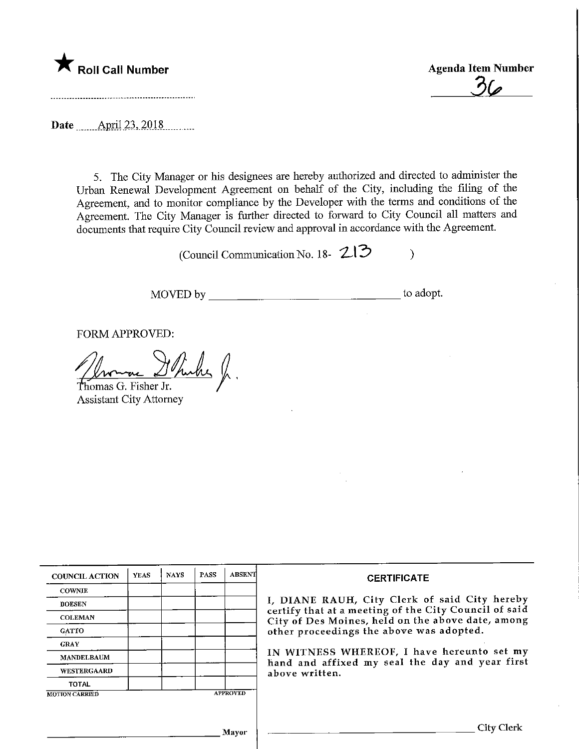★ **Roll Call Number**

**Agenda Item Number**
36

**Date** April 23, 2018

5. The City Manager or his designees are hereby authorized and directed to administer the Urban Renewal Development Agreement on behalf of the City, including the filing of the Agreement, and to monitor compliance by the Developer with the terms and conditions of the Agreement. The City Manager is further directed to forward to City Council all matters and documents that require City Council review and approval in accordance with the Agreement.

(Council Communication No. 18- 213 )

MOVED by ______________________________ to adopt.

FORM APPROVED:

Thomas G. Fisher Jr.
Assistant City Attorney

| COUNCIL ACTION | YEAS | NAYS | PASS | ABSENT |
|---|---|---|---|---|
| COWNIE | | | | |
| BOESEN | | | | |
| COLEMAN | | | | |
| GATTO | | | | |
| GRAY | | | | |
| MANDELBAUM | | | | |
| WESTERGAARD | | | | |
| TOTAL | | | | |

MOTION CARRIED APPROVED

______________________________ Mayor

**CERTIFICATE**

I, DIANE RAUH, City Clerk of said City hereby certify that at a meeting of the City Council of said City of Des Moines, held on the above date, among other proceedings the above was adopted.

IN WITNESS WHEREOF, I have hereunto set my hand and affixed my seal the day and year first above written.

______________________________ City Clerk